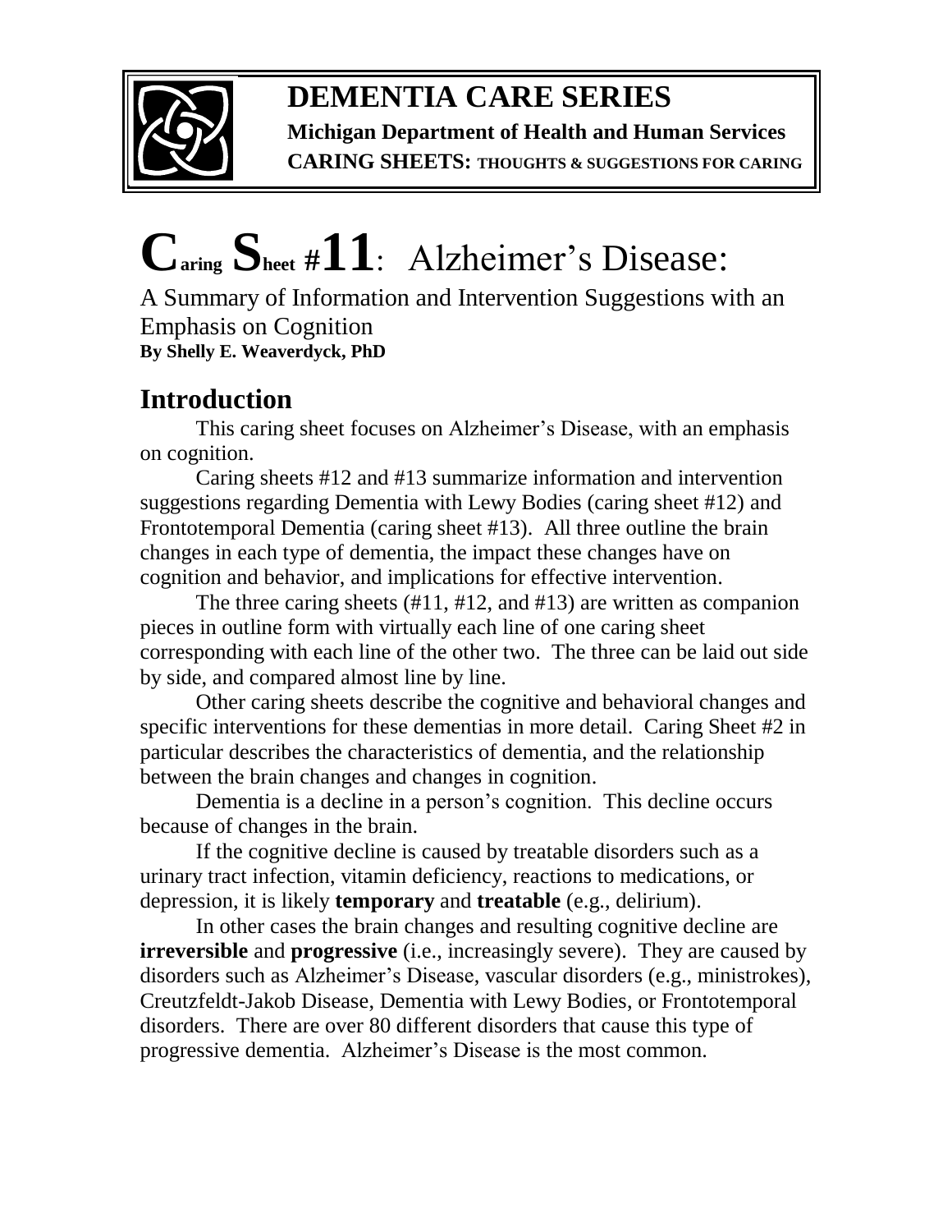**DEMENTIA CARE SERIES**

**Michigan Department of Health and Human Services**

**CARING SHEETS: THOUGHTS & SUGGESTIONS FOR CARING**

# Caring Sheet #11: Alzheimer's Disease:

A Summary of Information and Intervention Suggestions with an Emphasis on Cognition

**By Shelly E. Weaverdyck, PhD**

## Introduction

This caring sheet focuses on Alzheimer's Disease, with an emphasis on cognition.

Caring sheets #12 and #13 summarize information and intervention suggestions regarding Dementia with Lewy Bodies (caring sheet #12) and Frontotemporal Dementia (caring sheet #13). All three outline the brain changes in each type of dementia, the impact these changes have on cognition and behavior, and implications for effective intervention.

The three caring sheets (#11, #12, and #13) are written as companion pieces in outline form with virtually each line of one caring sheet corresponding with each line of the other two. The three can be laid out side by side, and compared almost line by line.

Other caring sheets describe the cognitive and behavioral changes and specific interventions for these dementias in more detail. Caring Sheet #2 in particular describes the characteristics of dementia, and the relationship between the brain changes and changes in cognition.

Dementia is a decline in a person's cognition. This decline occurs because of changes in the brain.

If the cognitive decline is caused by treatable disorders such as a urinary tract infection, vitamin deficiency, reactions to medications, or depression, it is likely **temporary** and **treatable** (e.g., delirium).

In other cases the brain changes and resulting cognitive decline are **irreversible** and **progressive** (i.e., increasingly severe). They are caused by disorders such as Alzheimer's Disease, vascular disorders (e.g., ministrokes), Creutzfeldt-Jakob Disease, Dementia with Lewy Bodies, or Frontotemporal disorders. There are over 80 different disorders that cause this type of progressive dementia. Alzheimer's Disease is the most common.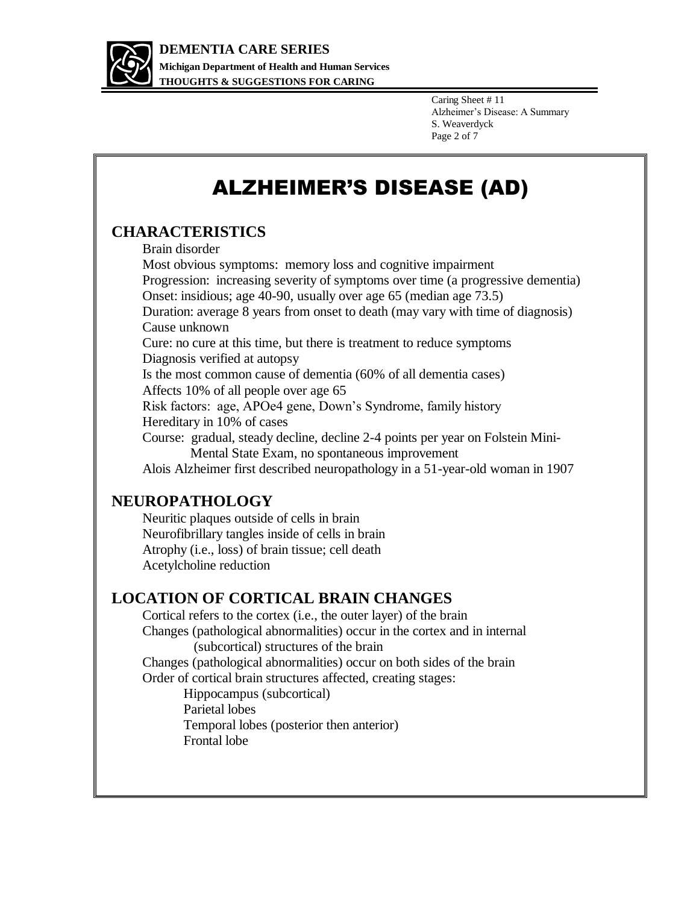# ALZHEIMER'S DISEASE (AD)

## CHARACTERISTICS

Brain disorder
Most obvious symptoms: memory loss and cognitive impairment
Progression: increasing severity of symptoms over time (a progressive dementia)
Onset: insidious; age 40-90, usually over age 65 (median age 73.5)
Duration: average 8 years from onset to death (may vary with time of diagnosis)
Cause unknown
Cure: no cure at this time, but there is treatment to reduce symptoms
Diagnosis verified at autopsy
Is the most common cause of dementia (60% of all dementia cases)
Affects 10% of all people over age 65
Risk factors: age, APOe4 gene, Down's Syndrome, family history
Hereditary in 10% of cases
Course: gradual, steady decline, decline 2-4 points per year on Folstein Mini-Mental State Exam, no spontaneous improvement
Alois Alzheimer first described neuropathology in a 51-year-old woman in 1907

## NEUROPATHOLOGY

Neuritic plaques outside of cells in brain
Neurofibrillary tangles inside of cells in brain
Atrophy (i.e., loss) of brain tissue; cell death
Acetylcholine reduction

## LOCATION OF CORTICAL BRAIN CHANGES

Cortical refers to the cortex (i.e., the outer layer) of the brain
Changes (pathological abnormalities) occur in the cortex and in internal (subcortical) structures of the brain
Changes (pathological abnormalities) occur on both sides of the brain
Order of cortical brain structures affected, creating stages:

- Hippocampus (subcortical)
- Parietal lobes
- Temporal lobes (posterior then anterior)
- Frontal lobe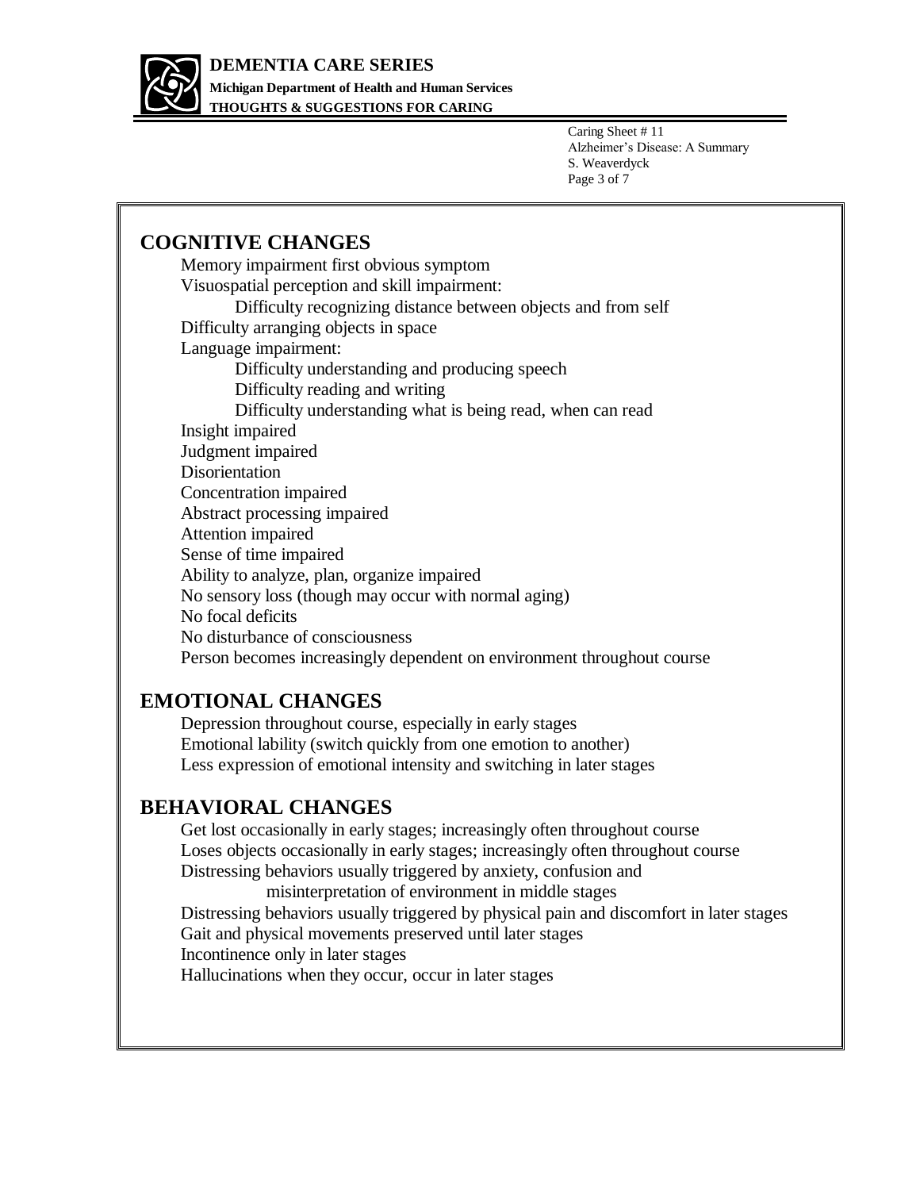## COGNITIVE CHANGES

- Memory impairment first obvious symptom
- Visuospatial perception and skill impairment:
  - Difficulty recognizing distance between objects and from self
- Difficulty arranging objects in space
- Language impairment:
  - Difficulty understanding and producing speech
  - Difficulty reading and writing
  - Difficulty understanding what is being read, when can read
- Insight impaired
- Judgment impaired
- Disorientation
- Concentration impaired
- Abstract processing impaired
- Attention impaired
- Sense of time impaired
- Ability to analyze, plan, organize impaired
- No sensory loss (though may occur with normal aging)
- No focal deficits
- No disturbance of consciousness
- Person becomes increasingly dependent on environment throughout course

## EMOTIONAL CHANGES

- Depression throughout course, especially in early stages
- Emotional lability (switch quickly from one emotion to another)
- Less expression of emotional intensity and switching in later stages

## BEHAVIORAL CHANGES

- Get lost occasionally in early stages; increasingly often throughout course
- Loses objects occasionally in early stages; increasingly often throughout course
- Distressing behaviors usually triggered by anxiety, confusion and misinterpretation of environment in middle stages
- Distressing behaviors usually triggered by physical pain and discomfort in later stages
- Gait and physical movements preserved until later stages
- Incontinence only in later stages
- Hallucinations when they occur, occur in later stages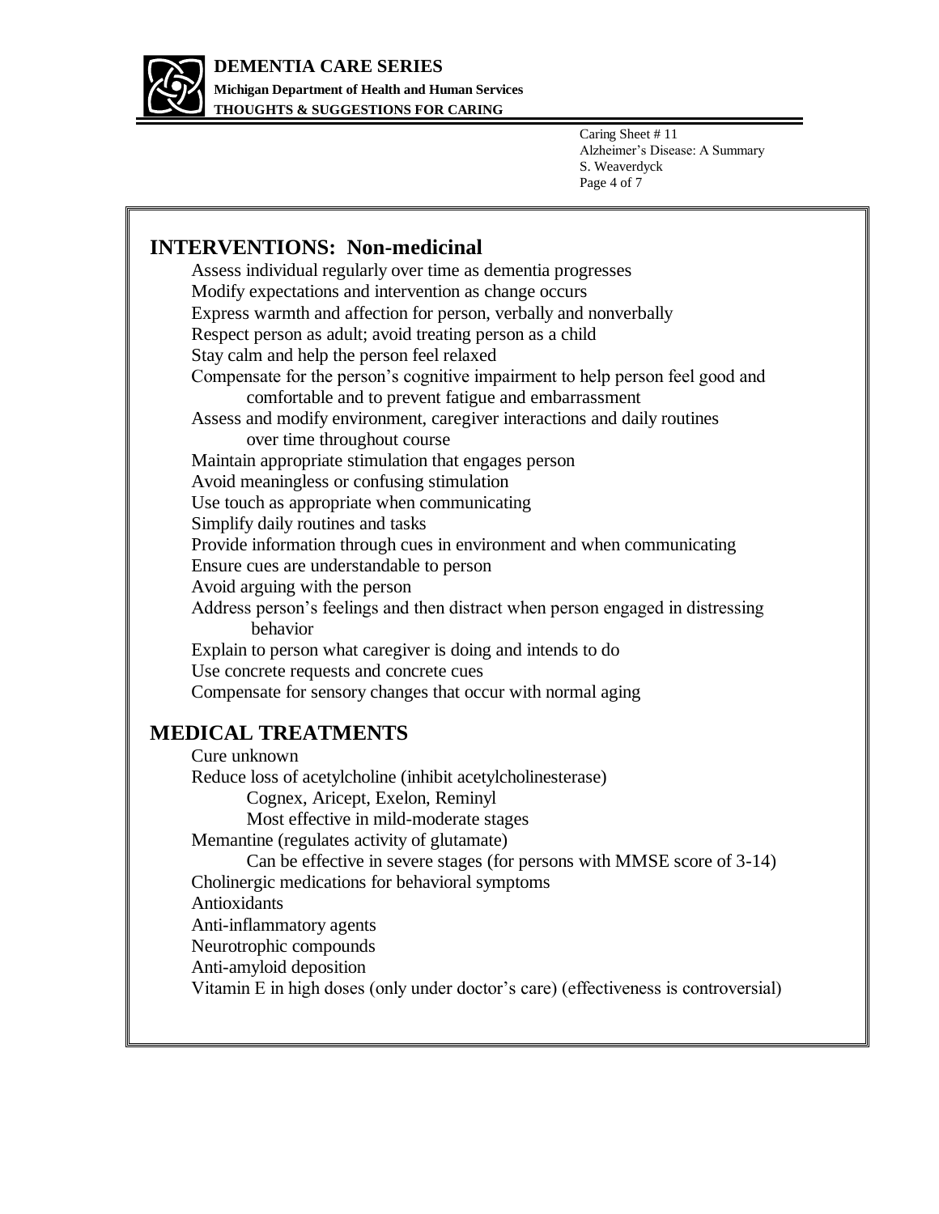## INTERVENTIONS: Non-medicinal

- Assess individual regularly over time as dementia progresses
- Modify expectations and intervention as change occurs
- Express warmth and affection for person, verbally and nonverbally
- Respect person as adult; avoid treating person as a child
- Stay calm and help the person feel relaxed
- Compensate for the person's cognitive impairment to help person feel good and comfortable and to prevent fatigue and embarrassment
- Assess and modify environment, caregiver interactions and daily routines over time throughout course
- Maintain appropriate stimulation that engages person
- Avoid meaningless or confusing stimulation
- Use touch as appropriate when communicating
- Simplify daily routines and tasks
- Provide information through cues in environment and when communicating
- Ensure cues are understandable to person
- Avoid arguing with the person
- Address person's feelings and then distract when person engaged in distressing behavior
- Explain to person what caregiver is doing and intends to do
- Use concrete requests and concrete cues
- Compensate for sensory changes that occur with normal aging

## MEDICAL TREATMENTS

- Cure unknown
- Reduce loss of acetylcholine (inhibit acetylcholinesterase)
  - Cognex, Aricept, Exelon, Reminyl
  - Most effective in mild-moderate stages
- Memantine (regulates activity of glutamate)
  - Can be effective in severe stages (for persons with MMSE score of 3-14)
- Cholinergic medications for behavioral symptoms
- Antioxidants
- Anti-inflammatory agents
- Neurotrophic compounds
- Anti-amyloid deposition
- Vitamin E in high doses (only under doctor's care) (effectiveness is controversial)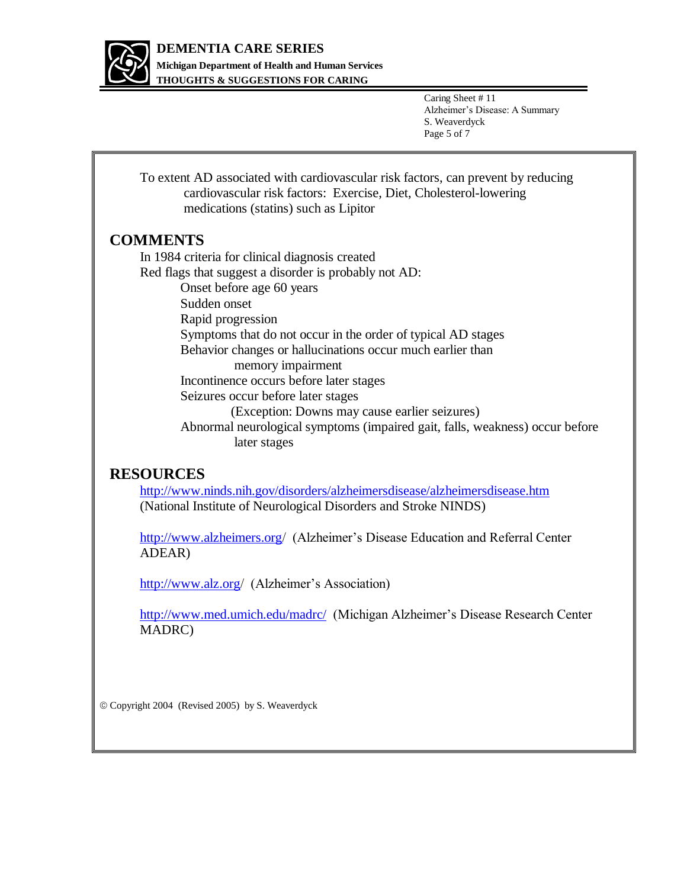To extent AD associated with cardiovascular risk factors, can prevent by reducing cardiovascular risk factors: Exercise, Diet, Cholesterol-lowering medications (statins) such as Lipitor

## COMMENTS

In 1984 criteria for clinical diagnosis created

Red flags that suggest a disorder is probably not AD:

- Onset before age 60 years
- Sudden onset
- Rapid progression
- Symptoms that do not occur in the order of typical AD stages
- Behavior changes or hallucinations occur much earlier than memory impairment
- Incontinence occurs before later stages
- Seizures occur before later stages
  - (Exception: Downs may cause earlier seizures)
- Abnormal neurological symptoms (impaired gait, falls, weakness) occur before later stages

## RESOURCES

http://www.ninds.nih.gov/disorders/alzheimersdisease/alzheimersdisease.htm (National Institute of Neurological Disorders and Stroke NINDS)

http://www.alzheimers.org/ (Alzheimer's Disease Education and Referral Center ADEAR)

http://www.alz.org/ (Alzheimer's Association)

http://www.med.umich.edu/madrc/ (Michigan Alzheimer's Disease Research Center MADRC)

© Copyright 2004 (Revised 2005) by S. Weaverdyck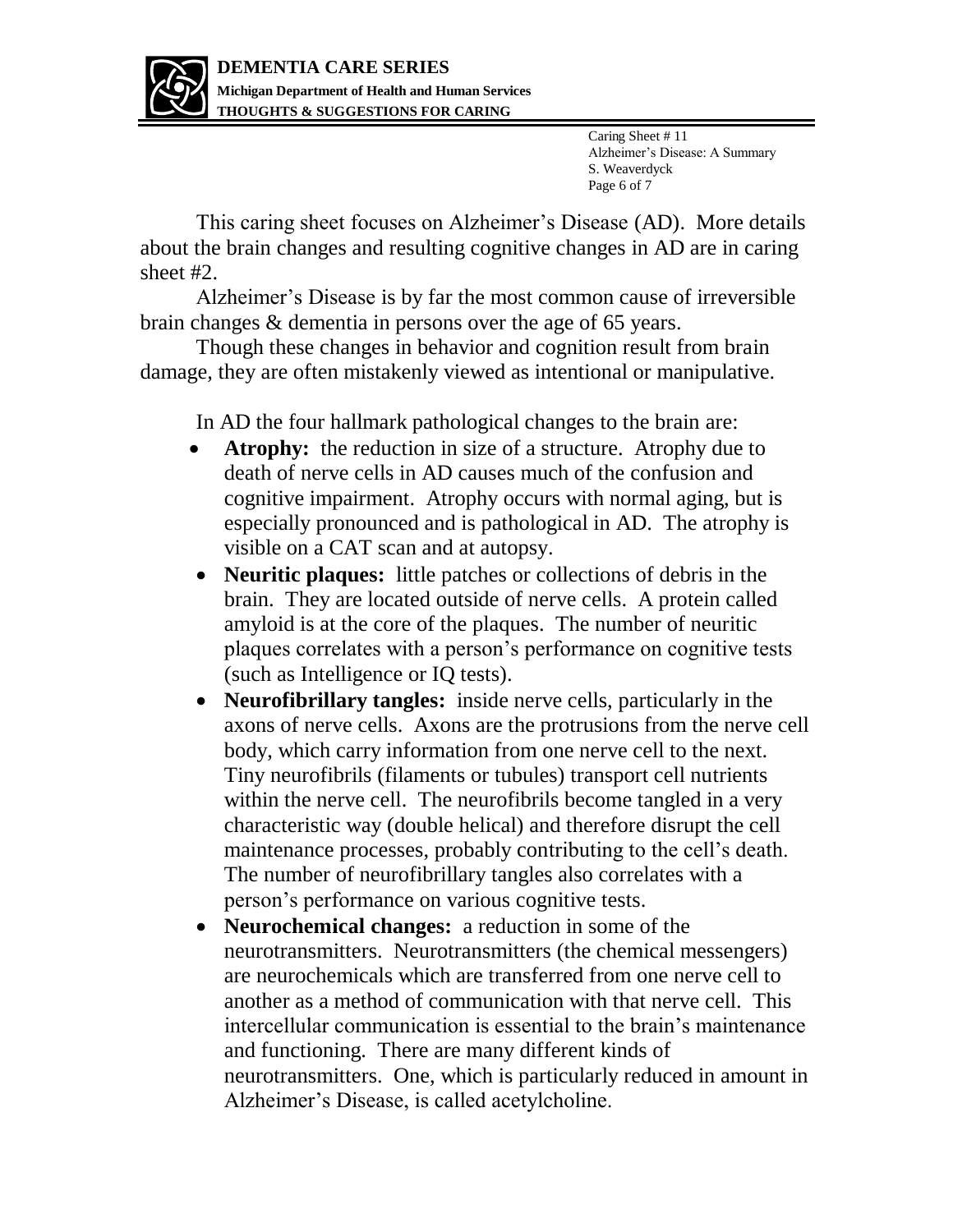This caring sheet focuses on Alzheimer's Disease (AD). More details about the brain changes and resulting cognitive changes in AD are in caring sheet #2.

Alzheimer's Disease is by far the most common cause of irreversible brain changes & dementia in persons over the age of 65 years.

Though these changes in behavior and cognition result from brain damage, they are often mistakenly viewed as intentional or manipulative.

In AD the four hallmark pathological changes to the brain are:

- **Atrophy:** the reduction in size of a structure. Atrophy due to death of nerve cells in AD causes much of the confusion and cognitive impairment. Atrophy occurs with normal aging, but is especially pronounced and is pathological in AD. The atrophy is visible on a CAT scan and at autopsy.
- **Neuritic plaques:** little patches or collections of debris in the brain. They are located outside of nerve cells. A protein called amyloid is at the core of the plaques. The number of neuritic plaques correlates with a person's performance on cognitive tests (such as Intelligence or IQ tests).
- **Neurofibrillary tangles:** inside nerve cells, particularly in the axons of nerve cells. Axons are the protrusions from the nerve cell body, which carry information from one nerve cell to the next. Tiny neurofibrils (filaments or tubules) transport cell nutrients within the nerve cell. The neurofibrils become tangled in a very characteristic way (double helical) and therefore disrupt the cell maintenance processes, probably contributing to the cell's death. The number of neurofibrillary tangles also correlates with a person's performance on various cognitive tests.
- **Neurochemical changes:** a reduction in some of the neurotransmitters. Neurotransmitters (the chemical messengers) are neurochemicals which are transferred from one nerve cell to another as a method of communication with that nerve cell. This intercellular communication is essential to the brain's maintenance and functioning. There are many different kinds of neurotransmitters. One, which is particularly reduced in amount in Alzheimer's Disease, is called acetylcholine.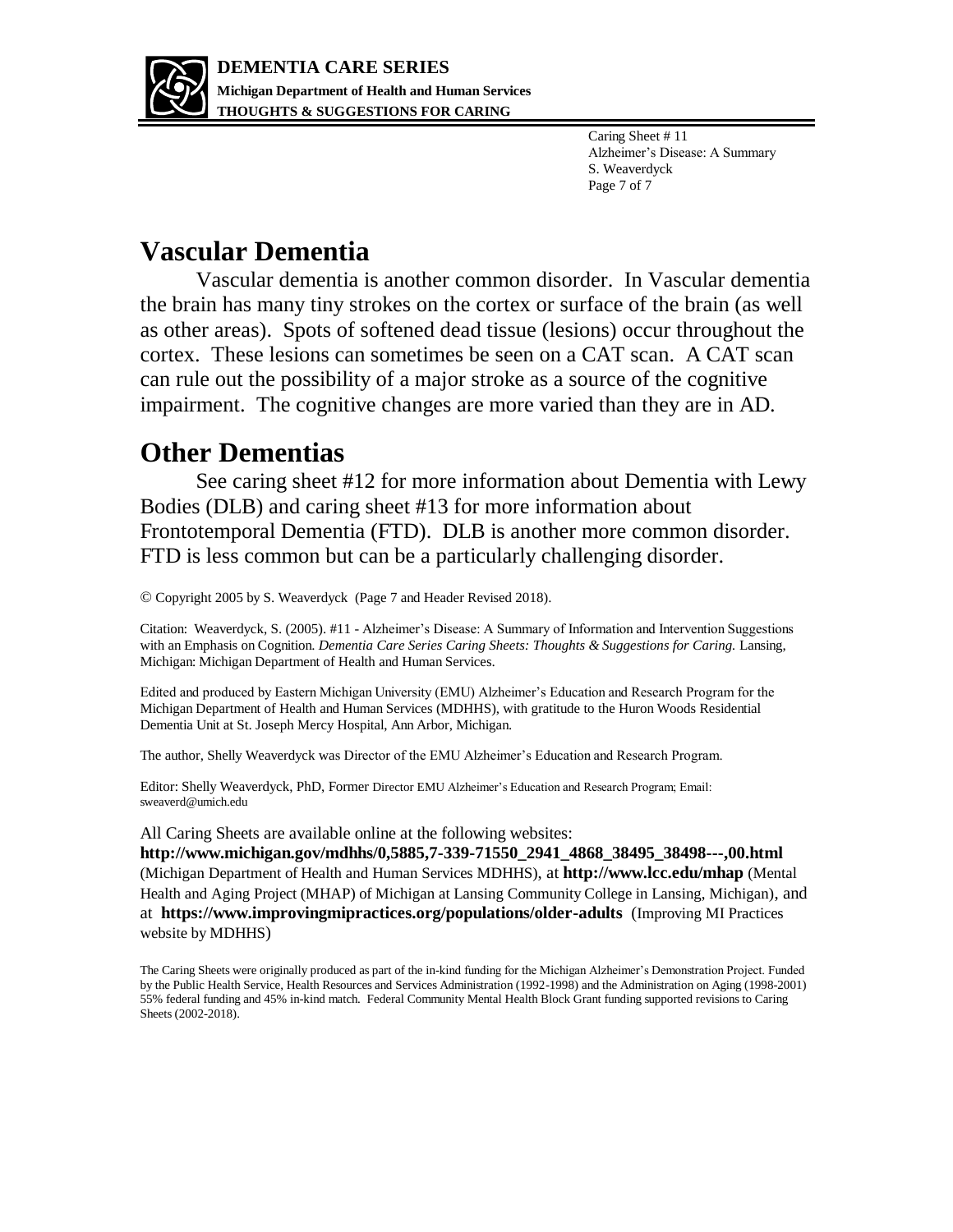# Vascular Dementia

Vascular dementia is another common disorder. In Vascular dementia the brain has many tiny strokes on the cortex or surface of the brain (as well as other areas). Spots of softened dead tissue (lesions) occur throughout the cortex. These lesions can sometimes be seen on a CAT scan. A CAT scan can rule out the possibility of a major stroke as a source of the cognitive impairment. The cognitive changes are more varied than they are in AD.

# Other Dementias

See caring sheet #12 for more information about Dementia with Lewy Bodies (DLB) and caring sheet #13 for more information about Frontotemporal Dementia (FTD). DLB is another more common disorder. FTD is less common but can be a particularly challenging disorder.

© Copyright 2005 by S. Weaverdyck (Page 7 and Header Revised 2018).

Citation: Weaverdyck, S. (2005). #11 - Alzheimer's Disease: A Summary of Information and Intervention Suggestions with an Emphasis on Cognition. *Dementia Care Series Caring Sheets: Thoughts & Suggestions for Caring.* Lansing, Michigan: Michigan Department of Health and Human Services.

Edited and produced by Eastern Michigan University (EMU) Alzheimer's Education and Research Program for the Michigan Department of Health and Human Services (MDHHS), with gratitude to the Huron Woods Residential Dementia Unit at St. Joseph Mercy Hospital, Ann Arbor, Michigan.

The author, Shelly Weaverdyck was Director of the EMU Alzheimer's Education and Research Program.

Editor: Shelly Weaverdyck, PhD, Former Director EMU Alzheimer's Education and Research Program; Email: sweaverd@umich.edu

All Caring Sheets are available online at the following websites:
**http://www.michigan.gov/mdhhs/0,5885,7-339-71550_2941_4868_38495_38498---,00.html** (Michigan Department of Health and Human Services MDHHS), at **http://www.lcc.edu/mhap** (Mental Health and Aging Project (MHAP) of Michigan at Lansing Community College in Lansing, Michigan), and at **https://www.improvingmipractices.org/populations/older-adults** (Improving MI Practices website by MDHHS)

The Caring Sheets were originally produced as part of the in-kind funding for the Michigan Alzheimer's Demonstration Project. Funded by the Public Health Service, Health Resources and Services Administration (1992-1998) and the Administration on Aging (1998-2001) 55% federal funding and 45% in-kind match. Federal Community Mental Health Block Grant funding supported revisions to Caring Sheets (2002-2018).